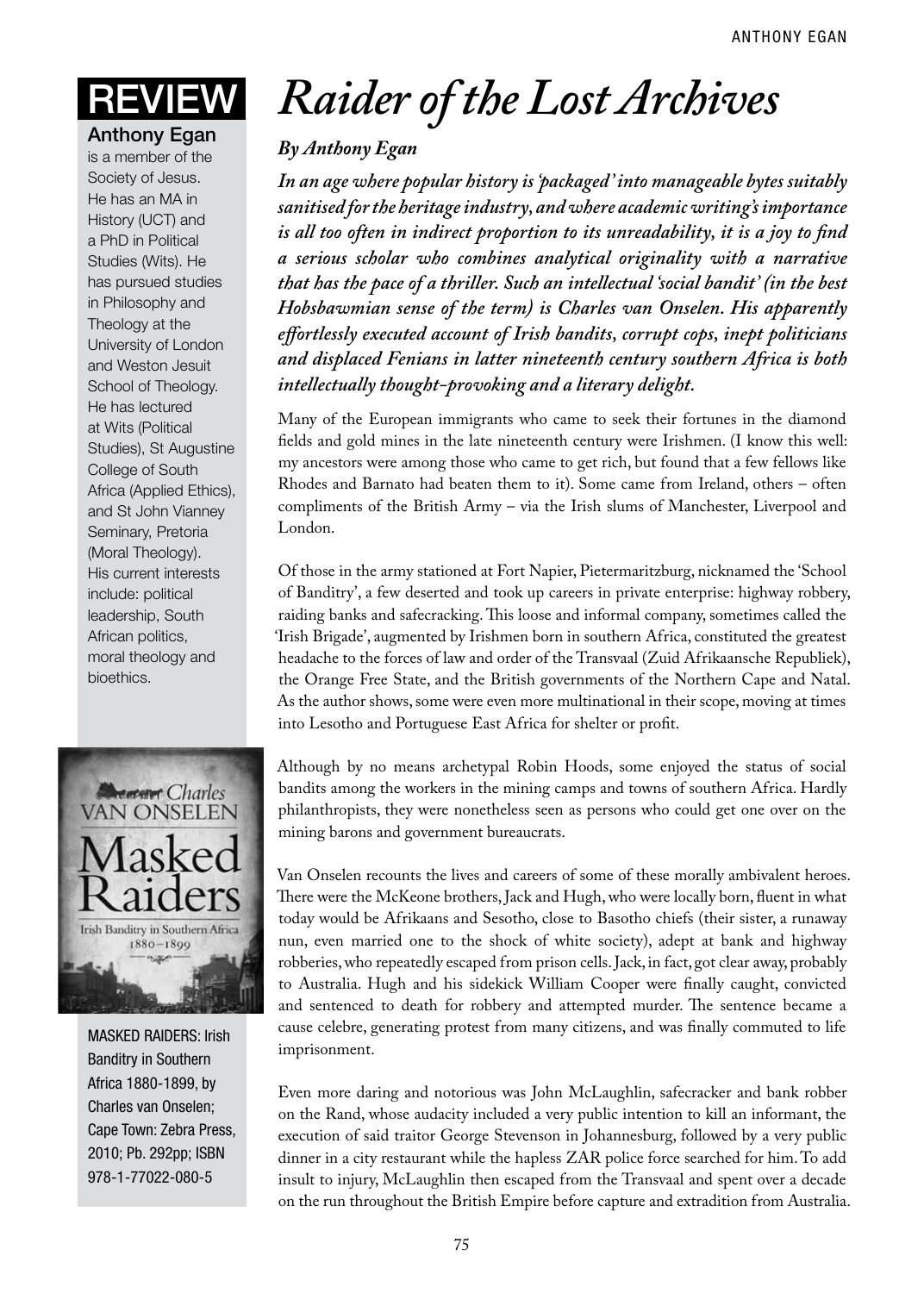REVIEW

**Anthony Egan** is a member of the Society of Jesus. He has an MA in History (UCT) and a PhD in Political Studies (Wits). He has pursued studies in Philosophy and Theology at the University of London and Weston Jesuit School of Theology. He has lectured at Wits (Political Studies), St Augustine College of South Africa (Applied Ethics), and St John Vianney Seminary, Pretoria (Moral Theology). His current interests include: political leadership, South African politics, moral theology and bioethics.

MASKED RAIDERS: Irish Banditry in Southern Africa 1880-1899, by Charles van Onselen; Cape Town: Zebra Press, 2010; Pb. 292pp; ISBN 978-1-77022-080-5

# *Raider of the Lost Archives*

***By Anthony Egan***

***In an age where popular history is 'packaged' into manageable bytes suitably sanitised for the heritage industry, and where academic writing's importance is all too often in indirect proportion to its unreadability, it is a joy to find a serious scholar who combines analytical originality with a narrative that has the pace of a thriller. Such an intellectual 'social bandit' (in the best Hobsbawmian sense of the term) is Charles van Onselen. His apparently effortlessly executed account of Irish bandits, corrupt cops, inept politicians and displaced Fenians in latter nineteenth century southern Africa is both intellectually thought-provoking and a literary delight.***

Many of the European immigrants who came to seek their fortunes in the diamond fields and gold mines in the late nineteenth century were Irishmen. (I know this well: my ancestors were among those who came to get rich, but found that a few fellows like Rhodes and Barnato had beaten them to it). Some came from Ireland, others – often compliments of the British Army – via the Irish slums of Manchester, Liverpool and London.

Of those in the army stationed at Fort Napier, Pietermaritzburg, nicknamed the 'School of Banditry', a few deserted and took up careers in private enterprise: highway robbery, raiding banks and safecracking. This loose and informal company, sometimes called the 'Irish Brigade', augmented by Irishmen born in southern Africa, constituted the greatest headache to the forces of law and order of the Transvaal (Zuid Afrikaansche Republiek), the Orange Free State, and the British governments of the Northern Cape and Natal. As the author shows, some were even more multinational in their scope, moving at times into Lesotho and Portuguese East Africa for shelter or profit.

Although by no means archetypal Robin Hoods, some enjoyed the status of social bandits among the workers in the mining camps and towns of southern Africa. Hardly philanthropists, they were nonetheless seen as persons who could get one over on the mining barons and government bureaucrats.

Van Onselen recounts the lives and careers of some of these morally ambivalent heroes. There were the McKeone brothers, Jack and Hugh, who were locally born, fluent in what today would be Afrikaans and Sesotho, close to Basotho chiefs (their sister, a runaway nun, even married one to the shock of white society), adept at bank and highway robberies, who repeatedly escaped from prison cells. Jack, in fact, got clear away, probably to Australia. Hugh and his sidekick William Cooper were finally caught, convicted and sentenced to death for robbery and attempted murder. The sentence became a cause celebre, generating protest from many citizens, and was finally commuted to life imprisonment.

Even more daring and notorious was John McLaughlin, safecracker and bank robber on the Rand, whose audacity included a very public intention to kill an informant, the execution of said traitor George Stevenson in Johannesburg, followed by a very public dinner in a city restaurant while the hapless ZAR police force searched for him. To add insult to injury, McLaughlin then escaped from the Transvaal and spent over a decade on the run throughout the British Empire before capture and extradition from Australia.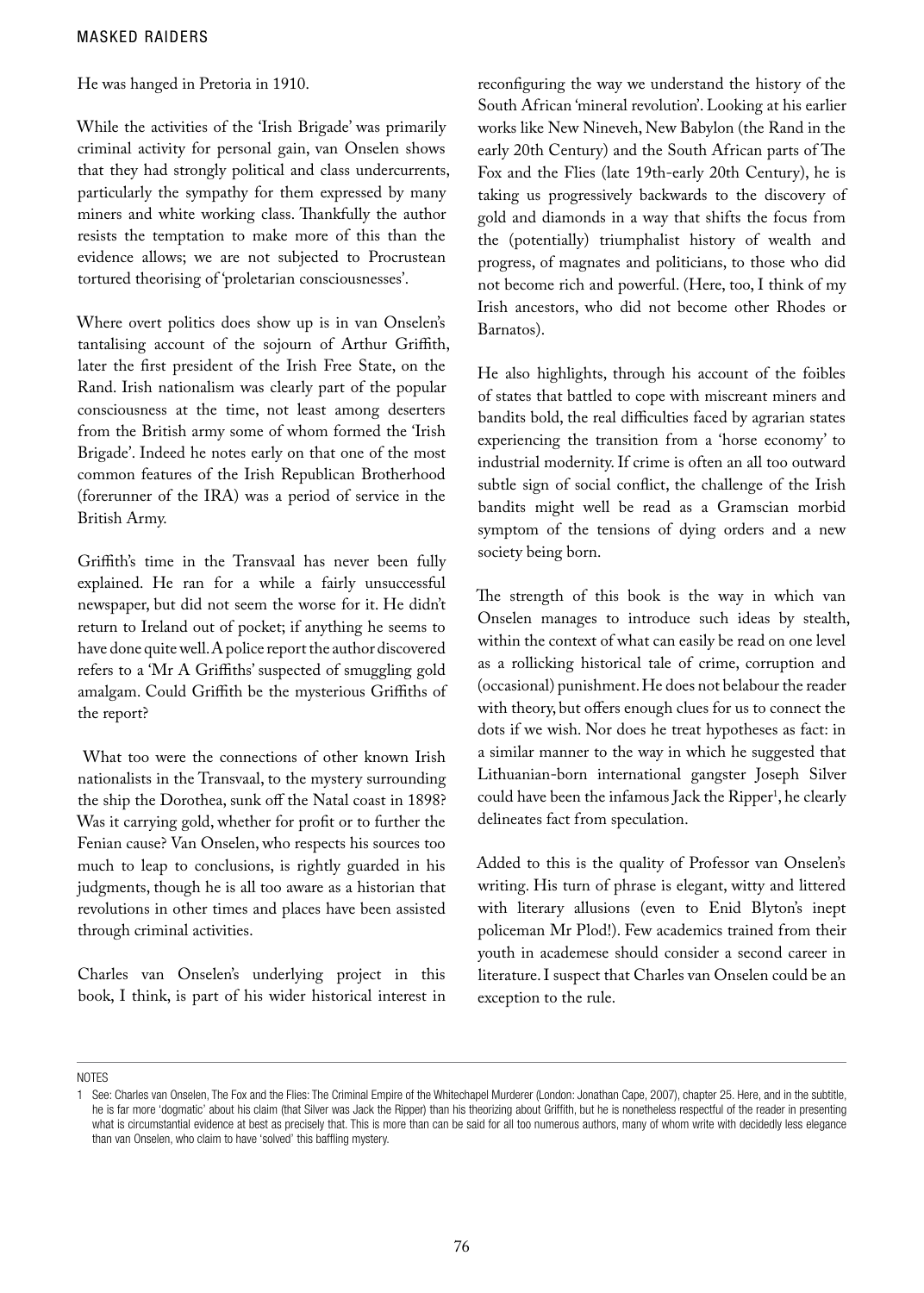He was hanged in Pretoria in 1910.

While the activities of the 'Irish Brigade' was primarily criminal activity for personal gain, van Onselen shows that they had strongly political and class undercurrents, particularly the sympathy for them expressed by many miners and white working class. Thankfully the author resists the temptation to make more of this than the evidence allows; we are not subjected to Procrustean tortured theorising of 'proletarian consciousnesses'.

Where overt politics does show up is in van Onselen's tantalising account of the sojourn of Arthur Griffith, later the first president of the Irish Free State, on the Rand. Irish nationalism was clearly part of the popular consciousness at the time, not least among deserters from the British army some of whom formed the 'Irish Brigade'. Indeed he notes early on that one of the most common features of the Irish Republican Brotherhood (forerunner of the IRA) was a period of service in the British Army.

Griffith's time in the Transvaal has never been fully explained. He ran for a while a fairly unsuccessful newspaper, but did not seem the worse for it. He didn't return to Ireland out of pocket; if anything he seems to have done quite well. A police report the author discovered refers to a 'Mr A Griffiths' suspected of smuggling gold amalgam. Could Griffith be the mysterious Griffiths of the report?

What too were the connections of other known Irish nationalists in the Transvaal, to the mystery surrounding the ship the Dorothea, sunk off the Natal coast in 1898? Was it carrying gold, whether for profit or to further the Fenian cause? Van Onselen, who respects his sources too much to leap to conclusions, is rightly guarded in his judgments, though he is all too aware as a historian that revolutions in other times and places have been assisted through criminal activities.

Charles van Onselen's underlying project in this book, I think, is part of his wider historical interest in reconfiguring the way we understand the history of the South African 'mineral revolution'. Looking at his earlier works like New Nineveh, New Babylon (the Rand in the early 20th Century) and the South African parts of The Fox and the Flies (late 19th-early 20th Century), he is taking us progressively backwards to the discovery of gold and diamonds in a way that shifts the focus from the (potentially) triumphalist history of wealth and progress, of magnates and politicians, to those who did not become rich and powerful. (Here, too, I think of my Irish ancestors, who did not become other Rhodes or Barnatos).

He also highlights, through his account of the foibles of states that battled to cope with miscreant miners and bandits bold, the real difficulties faced by agrarian states experiencing the transition from a 'horse economy' to industrial modernity. If crime is often an all too outward subtle sign of social conflict, the challenge of the Irish bandits might well be read as a Gramscian morbid symptom of the tensions of dying orders and a new society being born.

The strength of this book is the way in which van Onselen manages to introduce such ideas by stealth, within the context of what can easily be read on one level as a rollicking historical tale of crime, corruption and (occasional) punishment. He does not belabour the reader with theory, but offers enough clues for us to connect the dots if we wish. Nor does he treat hypotheses as fact: in a similar manner to the way in which he suggested that Lithuanian-born international gangster Joseph Silver could have been the infamous Jack the Ripper[1], he clearly delineates fact from speculation.

Added to this is the quality of Professor van Onselen's writing. His turn of phrase is elegant, witty and littered with literary allusions (even to Enid Blyton's inept policeman Mr Plod!). Few academics trained from their youth in academese should consider a second career in literature. I suspect that Charles van Onselen could be an exception to the rule.

NOTES

1 See: Charles van Onselen, The Fox and the Flies: The Criminal Empire of the Whitechapel Murderer (London: Jonathan Cape, 2007), chapter 25. Here, and in the subtitle, he is far more 'dogmatic' about his claim (that Silver was Jack the Ripper) than his theorizing about Griffith, but he is nonetheless respectful of the reader in presenting what is circumstantial evidence at best as precisely that. This is more than can be said for all too numerous authors, many of whom write with decidedly less elegance than van Onselen, who claim to have 'solved' this baffling mystery.